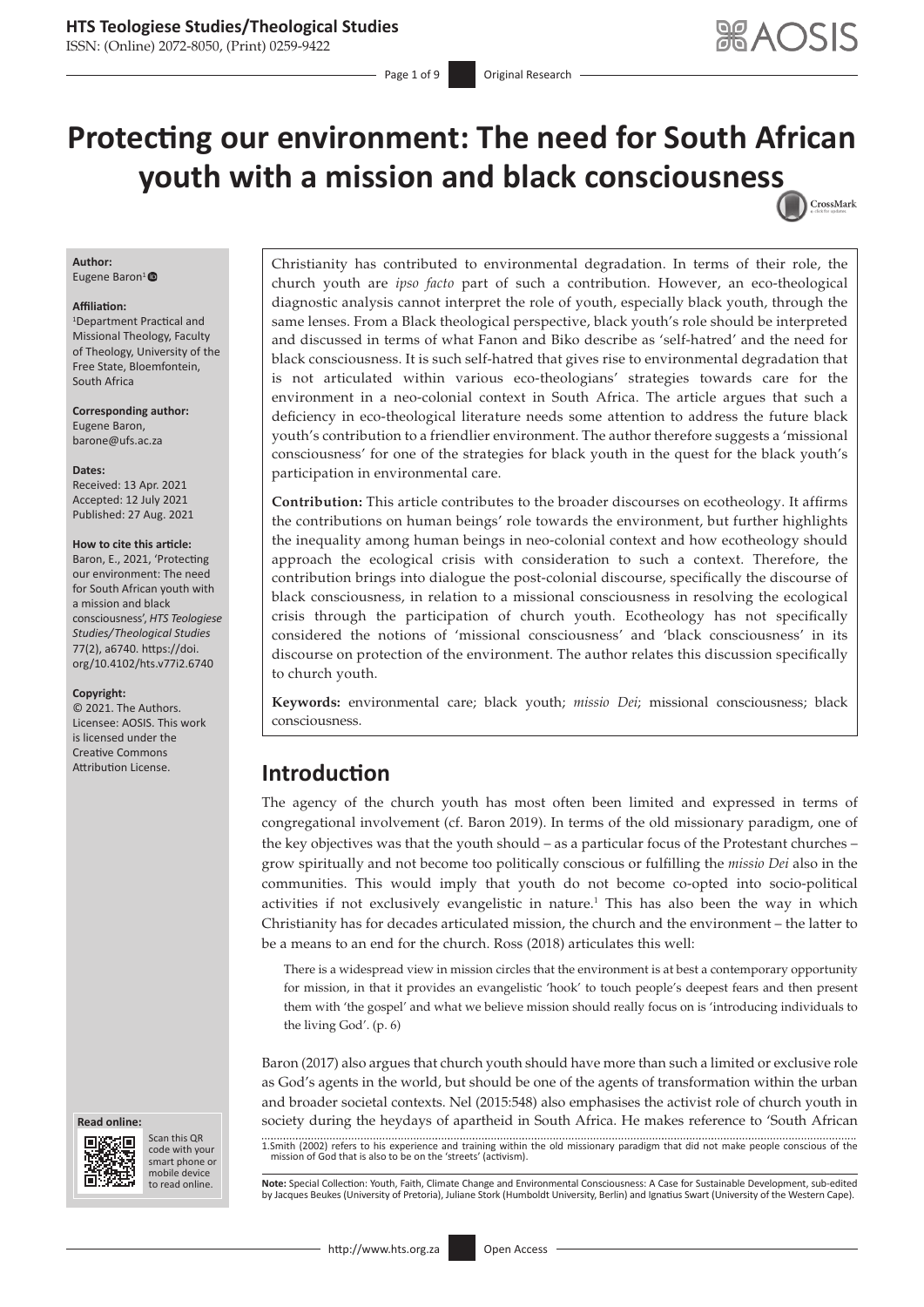# Protecting our environment: The need for South African youth with a mission and black consciousness

**Author:**
Eugene Baron[1]

**Affiliation:**
[1]Department Practical and Missional Theology, Faculty of Theology, University of the Free State, Bloemfontein, South Africa

**Corresponding author:**
Eugene Baron,
barone@ufs.ac.za

**Dates:**
Received: 13 Apr. 2021
Accepted: 12 July 2021
Published: 27 Aug. 2021

**How to cite this article:**
Baron, E., 2021, 'Protecting our environment: The need for South African youth with a mission and black consciousness', *HTS Teologiese Studies/Theological Studies* 77(2), a6740. https://doi.org/10.4102/hts.v77i2.6740

**Copyright:**
© 2021. The Authors. Licensee: AOSIS. This work is licensed under the Creative Commons Attribution License.

Christianity has contributed to environmental degradation. In terms of their role, the church youth are *ipso facto* part of such a contribution. However, an eco-theological diagnostic analysis cannot interpret the role of youth, especially black youth, through the same lenses. From a Black theological perspective, black youth's role should be interpreted and discussed in terms of what Fanon and Biko describe as 'self-hatred' and the need for black consciousness. It is such self-hatred that gives rise to environmental degradation that is not articulated within various eco-theologians' strategies towards care for the environment in a neo-colonial context in South Africa. The article argues that such a deficiency in eco-theological literature needs some attention to address the future black youth's contribution to a friendlier environment. The author therefore suggests a 'missional consciousness' for one of the strategies for black youth in the quest for the black youth's participation in environmental care.

**Contribution:** This article contributes to the broader discourses on ecotheology. It affirms the contributions on human beings' role towards the environment, but further highlights the inequality among human beings in neo-colonial context and how ecotheology should approach the ecological crisis with consideration to such a context. Therefore, the contribution brings into dialogue the post-colonial discourse, specifically the discourse of black consciousness, in relation to a missional consciousness in resolving the ecological crisis through the participation of church youth. Ecotheology has not specifically considered the notions of 'missional consciousness' and 'black consciousness' in its discourse on protection of the environment. The author relates this discussion specifically to church youth.

**Keywords:** environmental care; black youth; *missio Dei*; missional consciousness; black consciousness.

## Introduction

The agency of the church youth has most often been limited and expressed in terms of congregational involvement (cf. Baron 2019). In terms of the old missionary paradigm, one of the key objectives was that the youth should – as a particular focus of the Protestant churches – grow spiritually and not become too politically conscious or fulfilling the *missio Dei* also in the communities. This would imply that youth do not become co-opted into socio-political activities if not exclusively evangelistic in nature.[1] This has also been the way in which Christianity has for decades articulated mission, the church and the environment – the latter to be a means to an end for the church. Ross (2018) articulates this well:

> There is a widespread view in mission circles that the environment is at best a contemporary opportunity for mission, in that it provides an evangelistic 'hook' to touch people's deepest fears and then present them with 'the gospel' and what we believe mission should really focus on is 'introducing individuals to the living God'. (p. 6)

Baron (2017) also argues that church youth should have more than such a limited or exclusive role as God's agents in the world, but should be one of the agents of transformation within the urban and broader societal contexts. Nel (2015:548) also emphasises the activist role of church youth in society during the heydays of apartheid in South Africa. He makes reference to 'South African

1. Smith (2002) refers to his experience and training within the old missionary paradigm that did not make people conscious of the mission of God that is also to be on the 'streets' (activism).

**Note:** Special Collection: Youth, Faith, Climate Change and Environmental Consciousness: A Case for Sustainable Development, sub-edited by Jacques Beukes (University of Pretoria), Juliane Stork (Humboldt University, Berlin) and Ignatius Swart (University of the Western Cape).

**Read online:**
Scan this QR code with your smart phone or mobile device to read online.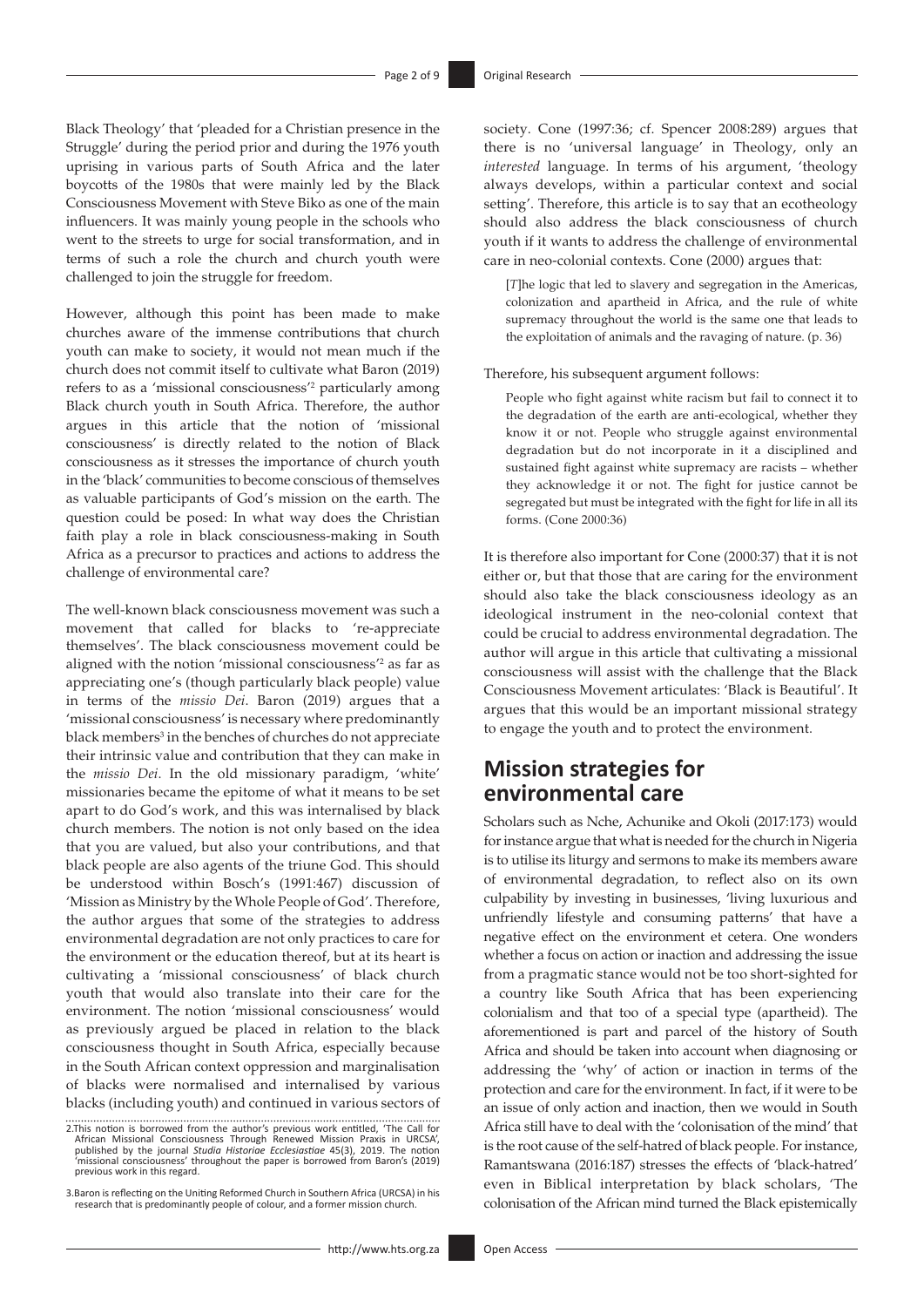Black Theology' that 'pleaded for a Christian presence in the Struggle' during the period prior and during the 1976 youth uprising in various parts of South Africa and the later boycotts of the 1980s that were mainly led by the Black Consciousness Movement with Steve Biko as one of the main influencers. It was mainly young people in the schools who went to the streets to urge for social transformation, and in terms of such a role the church and church youth were challenged to join the struggle for freedom.

However, although this point has been made to make churches aware of the immense contributions that church youth can make to society, it would not mean much if the church does not commit itself to cultivate what Baron (2019) refers to as a 'missional consciousness'[2] particularly among Black church youth in South Africa. Therefore, the author argues in this article that the notion of 'missional consciousness' is directly related to the notion of Black consciousness as it stresses the importance of church youth in the 'black' communities to become conscious of themselves as valuable participants of God's mission on the earth. The question could be posed: In what way does the Christian faith play a role in black consciousness-making in South Africa as a precursor to practices and actions to address the challenge of environmental care?

The well-known black consciousness movement was such a movement that called for blacks to 're-appreciate themselves'. The black consciousness movement could be aligned with the notion 'missional consciousness'[2] as far as appreciating one's (though particularly black people) value in terms of the *missio Dei*. Baron (2019) argues that a 'missional consciousness' is necessary where predominantly black members[3] in the benches of churches do not appreciate their intrinsic value and contribution that they can make in the *missio Dei*. In the old missionary paradigm, 'white' missionaries became the epitome of what it means to be set apart to do God's work, and this was internalised by black church members. The notion is not only based on the idea that you are valued, but also your contributions, and that black people are also agents of the triune God. This should be understood within Bosch's (1991:467) discussion of 'Mission as Ministry by the Whole People of God'. Therefore, the author argues that some of the strategies to address environmental degradation are not only practices to care for the environment or the education thereof, but at its heart is cultivating a 'missional consciousness' of black church youth that would also translate into their care for the environment. The notion 'missional consciousness' would as previously argued be placed in relation to the black consciousness thought in South Africa, especially because in the South African context oppression and marginalisation of blacks were normalised and internalised by various blacks (including youth) and continued in various sectors of society. Cone (1997:36; cf. Spencer 2008:289) argues that there is no 'universal language' in Theology, only an *interested* language. In terms of his argument, 'theology always develops, within a particular context and social setting'. Therefore, this article is to say that an ecotheology should also address the black consciousness of church youth if it wants to address the challenge of environmental care in neo-colonial contexts. Cone (2000) argues that:

> [*T*]he logic that led to slavery and segregation in the Americas, colonization and apartheid in Africa, and the rule of white supremacy throughout the world is the same one that leads to the exploitation of animals and the ravaging of nature. (p. 36)

Therefore, his subsequent argument follows:

> People who fight against white racism but fail to connect it to the degradation of the earth are anti-ecological, whether they know it or not. People who struggle against environmental degradation but do not incorporate in it a disciplined and sustained fight against white supremacy are racists – whether they acknowledge it or not. The fight for justice cannot be segregated but must be integrated with the fight for life in all its forms. (Cone 2000:36)

It is therefore also important for Cone (2000:37) that it is not either or, but that those that are caring for the environment should also take the black consciousness ideology as an ideological instrument in the neo-colonial context that could be crucial to address environmental degradation. The author will argue in this article that cultivating a missional consciousness will assist with the challenge that the Black Consciousness Movement articulates: 'Black is Beautiful'. It argues that this would be an important missional strategy to engage the youth and to protect the environment.

## Mission strategies for environmental care

Scholars such as Nche, Achunike and Okoli (2017:173) would for instance argue that what is needed for the church in Nigeria is to utilise its liturgy and sermons to make its members aware of environmental degradation, to reflect also on its own culpability by investing in businesses, 'living luxurious and unfriendly lifestyle and consuming patterns' that have a negative effect on the environment et cetera. One wonders whether a focus on action or inaction and addressing the issue from a pragmatic stance would not be too short-sighted for a country like South Africa that has been experiencing colonialism and that too of a special type (apartheid). The aforementioned is part and parcel of the history of South Africa and should be taken into account when diagnosing or addressing the 'why' of action or inaction in terms of the protection and care for the environment. In fact, if it were to be an issue of only action and inaction, then we would in South Africa still have to deal with the 'colonisation of the mind' that is the root cause of the self-hatred of black people. For instance, Ramantswana (2016:187) stresses the effects of 'black-hatred' even in Biblical interpretation by black scholars, 'The colonisation of the African mind turned the Black epistemically

2. This notion is borrowed from the author's previous work entitled, 'The Call for African Missional Consciousness Through Renewed Mission Praxis in URCSA', published by the journal *Studia Historiae Ecclesiastiae* 45(3), 2019. The notion 'missional consciousness' throughout the paper is borrowed from Baron's (2019) previous work in this regard.

3. Baron is reflecting on the Uniting Reformed Church in Southern Africa (URCSA) in his research that is predominantly people of colour, and a former mission church.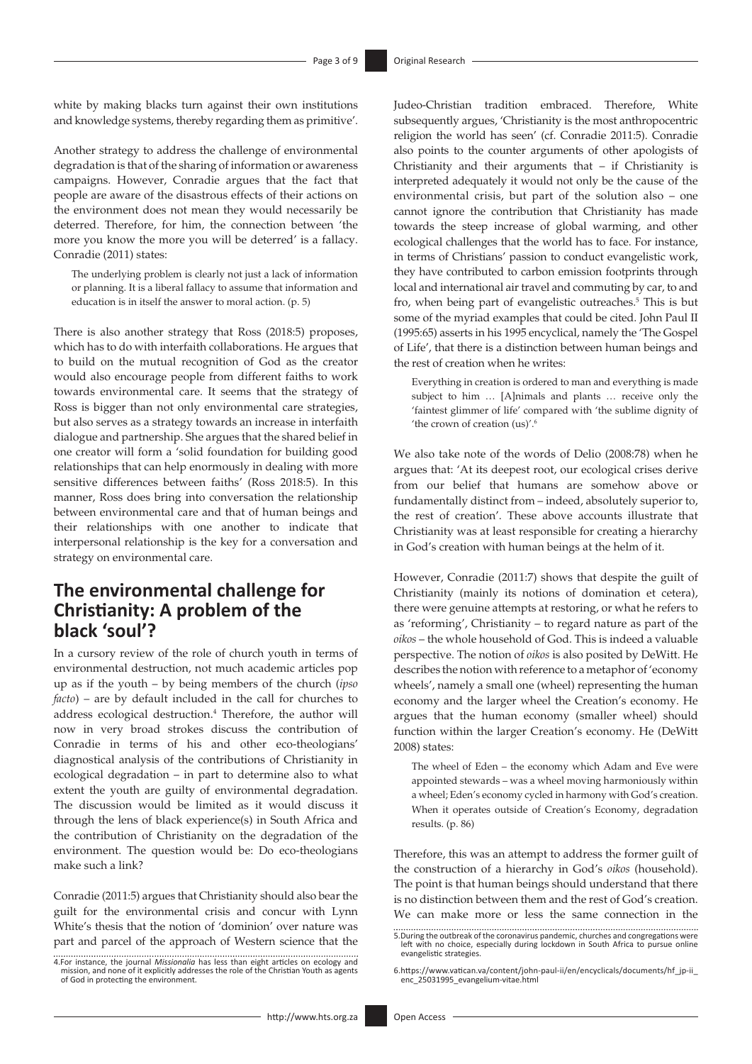white by making blacks turn against their own institutions and knowledge systems, thereby regarding them as primitive'.

Another strategy to address the challenge of environmental degradation is that of the sharing of information or awareness campaigns. However, Conradie argues that the fact that people are aware of the disastrous effects of their actions on the environment does not mean they would necessarily be deterred. Therefore, for him, the connection between 'the more you know the more you will be deterred' is a fallacy. Conradie (2011) states:

> The underlying problem is clearly not just a lack of information or planning. It is a liberal fallacy to assume that information and education is in itself the answer to moral action. (p. 5)

There is also another strategy that Ross (2018:5) proposes, which has to do with interfaith collaborations. He argues that to build on the mutual recognition of God as the creator would also encourage people from different faiths to work towards environmental care. It seems that the strategy of Ross is bigger than not only environmental care strategies, but also serves as a strategy towards an increase in interfaith dialogue and partnership. She argues that the shared belief in one creator will form a 'solid foundation for building good relationships that can help enormously in dealing with more sensitive differences between faiths' (Ross 2018:5). In this manner, Ross does bring into conversation the relationship between environmental care and that of human beings and their relationships with one another to indicate that interpersonal relationship is the key for a conversation and strategy on environmental care.

## The environmental challenge for Christianity: A problem of the black 'soul'?

In a cursory review of the role of church youth in terms of environmental destruction, not much academic articles pop up as if the youth – by being members of the church (*ipso facto*) – are by default included in the call for churches to address ecological destruction.[4] Therefore, the author will now in very broad strokes discuss the contribution of Conradie in terms of his and other eco-theologians' diagnostical analysis of the contributions of Christianity in ecological degradation – in part to determine also to what extent the youth are guilty of environmental degradation. The discussion would be limited as it would discuss it through the lens of black experience(s) in South Africa and the contribution of Christianity on the degradation of the environment. The question would be: Do eco-theologians make such a link?

Conradie (2011:5) argues that Christianity should also bear the guilt for the environmental crisis and concur with Lynn White's thesis that the notion of 'dominion' over nature was part and parcel of the approach of Western science that the Judeo-Christian tradition embraced. Therefore, White subsequently argues, 'Christianity is the most anthropocentric religion the world has seen' (cf. Conradie 2011:5). Conradie also points to the counter arguments of other apologists of Christianity and their arguments that – if Christianity is interpreted adequately it would not only be the cause of the environmental crisis, but part of the solution also – one cannot ignore the contribution that Christianity has made towards the steep increase of global warming, and other ecological challenges that the world has to face. For instance, in terms of Christians' passion to conduct evangelistic work, they have contributed to carbon emission footprints through local and international air travel and commuting by car, to and fro, when being part of evangelistic outreaches.[5] This is but some of the myriad examples that could be cited. John Paul II (1995:65) asserts in his 1995 encyclical, namely the 'The Gospel of Life', that there is a distinction between human beings and the rest of creation when he writes:

> Everything in creation is ordered to man and everything is made subject to him … [A]nimals and plants … receive only the 'faintest glimmer of life' compared with 'the sublime dignity of 'the crown of creation (us)'.[6]

We also take note of the words of Delio (2008:78) when he argues that: 'At its deepest root, our ecological crises derive from our belief that humans are somehow above or fundamentally distinct from – indeed, absolutely superior to, the rest of creation'. These above accounts illustrate that Christianity was at least responsible for creating a hierarchy in God's creation with human beings at the helm of it.

However, Conradie (2011:7) shows that despite the guilt of Christianity (mainly its notions of domination et cetera), there were genuine attempts at restoring, or what he refers to as 'reforming', Christianity – to regard nature as part of the *oikos* – the whole household of God. This is indeed a valuable perspective. The notion of *oikos* is also posited by DeWitt. He describes the notion with reference to a metaphor of 'economy wheels', namely a small one (wheel) representing the human economy and the larger wheel the Creation's economy. He argues that the human economy (smaller wheel) should function within the larger Creation's economy. He (DeWitt 2008) states:

> The wheel of Eden – the economy which Adam and Eve were appointed stewards – was a wheel moving harmoniously within a wheel; Eden's economy cycled in harmony with God's creation. When it operates outside of Creation's Economy, degradation results. (p. 86)

Therefore, this was an attempt to address the former guilt of the construction of a hierarchy in God's *oikos* (household). The point is that human beings should understand that there is no distinction between them and the rest of God's creation. We can make more or less the same connection in the

---

4. For instance, the journal *Missionalia* has less than eight articles on ecology and mission, and none of it explicitly addresses the role of the Christian Youth as agents of God in protecting the environment.

5. During the outbreak of the coronavirus pandemic, churches and congregations were left with no choice, especially during lockdown in South Africa to pursue online evangelistic strategies.

6. https://www.vatican.va/content/john-paul-ii/en/encyclicals/documents/hf_jp-ii_enc_25031995_evangelium-vitae.html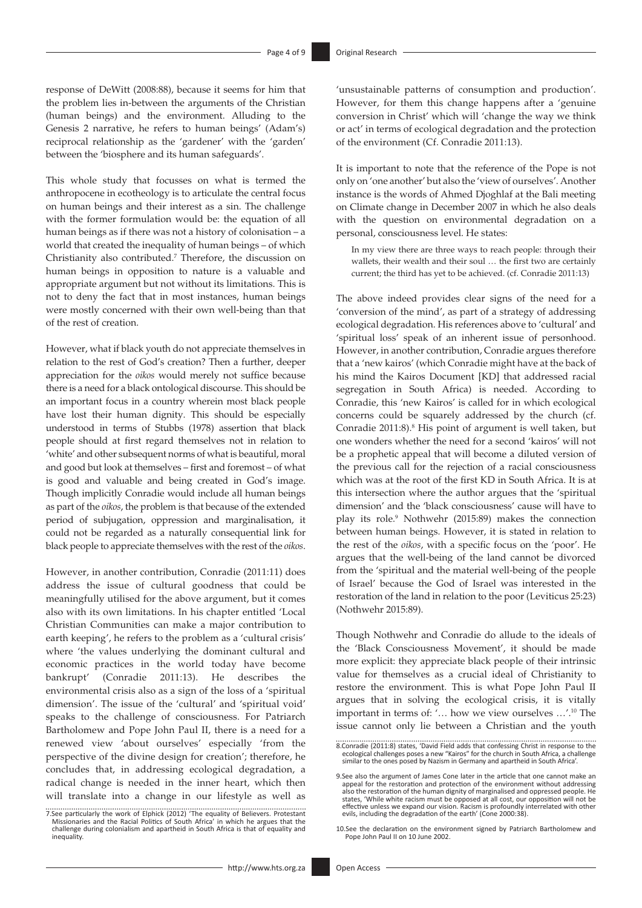response of DeWitt (2008:88), because it seems for him that the problem lies in-between the arguments of the Christian (human beings) and the environment. Alluding to the Genesis 2 narrative, he refers to human beings' (Adam's) reciprocal relationship as the 'gardener' with the 'garden' between the 'biosphere and its human safeguards'.

This whole study that focusses on what is termed the anthropocene in ecotheology is to articulate the central focus on human beings and their interest as a sin. The challenge with the former formulation would be: the equation of all human beings as if there was not a history of colonisation – a world that created the inequality of human beings – of which Christianity also contributed.[7] Therefore, the discussion on human beings in opposition to nature is a valuable and appropriate argument but not without its limitations. This is not to deny the fact that in most instances, human beings were mostly concerned with their own well-being than that of the rest of creation.

However, what if black youth do not appreciate themselves in relation to the rest of God's creation? Then a further, deeper appreciation for the *oikos* would merely not suffice because there is a need for a black ontological discourse. This should be an important focus in a country wherein most black people have lost their human dignity. This should be especially understood in terms of Stubbs (1978) assertion that black people should at first regard themselves not in relation to 'white' and other subsequent norms of what is beautiful, moral and good but look at themselves – first and foremost – of what is good and valuable and being created in God's image. Though implicitly Conradie would include all human beings as part of the *oikos*, the problem is that because of the extended period of subjugation, oppression and marginalisation, it could not be regarded as a naturally consequential link for black people to appreciate themselves with the rest of the *oikos*.

However, in another contribution, Conradie (2011:11) does address the issue of cultural goodness that could be meaningfully utilised for the above argument, but it comes also with its own limitations. In his chapter entitled 'Local Christian Communities can make a major contribution to earth keeping', he refers to the problem as a 'cultural crisis' where 'the values underlying the dominant cultural and economic practices in the world today have become bankrupt' (Conradie 2011:13). He describes the environmental crisis also as a sign of the loss of a 'spiritual dimension'. The issue of the 'cultural' and 'spiritual void' speaks to the challenge of consciousness. For Patriarch Bartholomew and Pope John Paul II, there is a need for a renewed view 'about ourselves' especially 'from the perspective of the divine design for creation'; therefore, he concludes that, in addressing ecological degradation, a radical change is needed in the inner heart, which then will translate into a change in our lifestyle as well as 'unsustainable patterns of consumption and production'. However, for them this change happens after a 'genuine conversion in Christ' which will 'change the way we think or act' in terms of ecological degradation and the protection of the environment (Cf. Conradie 2011:13).

It is important to note that the reference of the Pope is not only on 'one another' but also the 'view of ourselves'. Another instance is the words of Ahmed Djoghlaf at the Bali meeting on Climate change in December 2007 in which he also deals with the question on environmental degradation on a personal, consciousness level. He states:

> In my view there are three ways to reach people: through their wallets, their wealth and their soul … the first two are certainly current; the third has yet to be achieved. (cf. Conradie 2011:13)

The above indeed provides clear signs of the need for a 'conversion of the mind', as part of a strategy of addressing ecological degradation. His references above to 'cultural' and 'spiritual loss' speak of an inherent issue of personhood. However, in another contribution, Conradie argues therefore that a 'new kairos' (which Conradie might have at the back of his mind the Kairos Document [KD] that addressed racial segregation in South Africa) is needed. According to Conradie, this 'new Kairos' is called for in which ecological concerns could be squarely addressed by the church (cf. Conradie 2011:8).[8] His point of argument is well taken, but one wonders whether the need for a second 'kairos' will not be a prophetic appeal that will become a diluted version of the previous call for the rejection of a racial consciousness which was at the root of the first KD in South Africa. It is at this intersection where the author argues that the 'spiritual dimension' and the 'black consciousness' cause will have to play its role.[9] Nothwehr (2015:89) makes the connection between human beings. However, it is stated in relation to the rest of the *oikos*, with a specific focus on the 'poor'. He argues that the well-being of the land cannot be divorced from the 'spiritual and the material well-being of the people of Israel' because the God of Israel was interested in the restoration of the land in relation to the poor (Leviticus 25:23) (Nothwehr 2015:89).

Though Nothwehr and Conradie do allude to the ideals of the 'Black Consciousness Movement', it should be made more explicit: they appreciate black people of their intrinsic value for themselves as a crucial ideal of Christianity to restore the environment. This is what Pope John Paul II argues that in solving the ecological crisis, it is vitally important in terms of: '… how we view ourselves …'.[10] The issue cannot only lie between a Christian and the youth

7. See particularly the work of Elphick (2012) 'The equality of Believers. Protestant Missionaries and the Racial Politics of South Africa' in which he argues that the challenge during colonialism and apartheid in South Africa is that of equality and inequality.

8. Conradie (2011:8) states, 'David Field adds that confessing Christ in response to the ecological challenges poses a new "Kairos" for the church in South Africa, a challenge similar to the ones posed by Nazism in Germany and apartheid in South Africa'.

9. See also the argument of James Cone later in the article that one cannot make an appeal for the restoration and protection of the environment without addressing also the restoration of the human dignity of marginalised and oppressed people. He states, 'While white racism must be opposed at all cost, our opposition will not be effective unless we expand our vision. Racism is profoundly interrelated with other evils, including the degradation of the earth' (Cone 2000:38).

10. See the declaration on the environment signed by Patriarch Bartholomew and Pope John Paul II on 10 June 2002.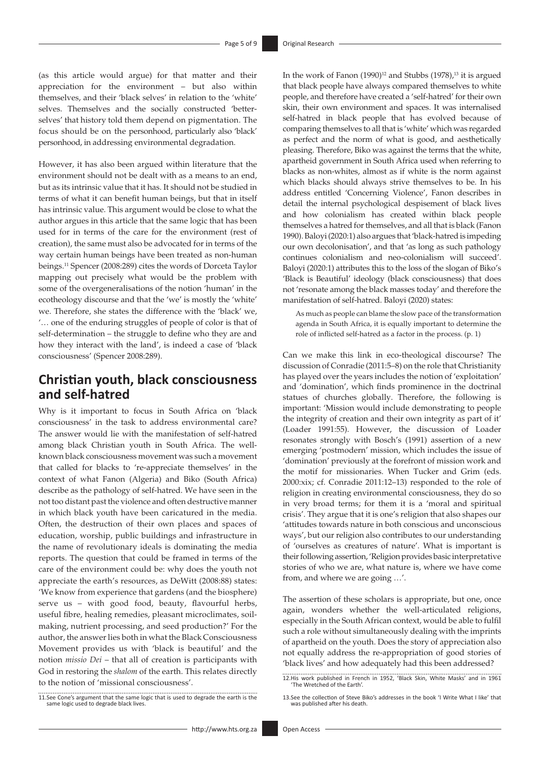(as this article would argue) for that matter and their appreciation for the environment – but also within themselves, and their 'black selves' in relation to the 'white' selves. Themselves and the socially constructed 'better-selves' that history told them depend on pigmentation. The focus should be on the personhood, particularly also 'black' personhood, in addressing environmental degradation.

However, it has also been argued within literature that the environment should not be dealt with as a means to an end, but as its intrinsic value that it has. It should not be studied in terms of what it can benefit human beings, but that in itself has intrinsic value. This argument would be close to what the author argues in this article that the same logic that has been used for in terms of the care for the environment (rest of creation), the same must also be advocated for in terms of the way certain human beings have been treated as non-human beings.[11] Spencer (2008:289) cites the words of Dorceta Taylor mapping out precisely what would be the problem with some of the overgeneralisations of the notion 'human' in the ecotheology discourse and that the 'we' is mostly the 'white' we. Therefore, she states the difference with the 'black' we, '… one of the enduring struggles of people of color is that of self-determination – the struggle to define who they are and how they interact with the land', is indeed a case of 'black consciousness' (Spencer 2008:289).

## Christian youth, black consciousness and self-hatred

Why is it important to focus in South Africa on 'black consciousness' in the task to address environmental care? The answer would lie with the manifestation of self-hatred among black Christian youth in South Africa. The well-known black consciousness movement was such a movement that called for blacks to 're-appreciate themselves' in the context of what Fanon (Algeria) and Biko (South Africa) describe as the pathology of self-hatred. We have seen in the not too distant past the violence and often destructive manner in which black youth have been caricatured in the media. Often, the destruction of their own places and spaces of education, worship, public buildings and infrastructure in the name of revolutionary ideals is dominating the media reports. The question that could be framed in terms of the care of the environment could be: why does the youth not appreciate the earth's resources, as DeWitt (2008:88) states: 'We know from experience that gardens (and the biosphere) serve us – with good food, beauty, flavourful herbs, useful fibre, healing remedies, pleasant microclimates, soil-making, nutrient processing, and seed production?' For the author, the answer lies both in what the Black Consciousness Movement provides us with 'black is beautiful' and the notion *missio Dei* – that all of creation is participants with God in restoring the *shalom* of the earth. This relates directly to the notion of 'missional consciousness'.

In the work of Fanon (1990)[12] and Stubbs (1978),[13] it is argued that black people have always compared themselves to white people, and therefore have created a 'self-hatred' for their own skin, their own environment and spaces. It was internalised self-hatred in black people that has evolved because of comparing themselves to all that is 'white' which was regarded as perfect and the norm of what is good, and aesthetically pleasing. Therefore, Biko was against the terms that the white, apartheid government in South Africa used when referring to blacks as non-whites, almost as if white is the norm against which blacks should always strive themselves to be. In his address entitled 'Concerning Violence', Fanon describes in detail the internal psychological despisement of black lives and how colonialism has created within black people themselves a hatred for themselves, and all that is black (Fanon 1990). Baloyi (2020:1) also argues that 'black-hatred is impeding our own decolonisation', and that 'as long as such pathology continues colonialism and neo-colonialism will succeed'. Baloyi (2020:1) attributes this to the loss of the slogan of Biko's 'Black is Beautiful' ideology (black consciousness) that does not 'resonate among the black masses today' and therefore the manifestation of self-hatred. Baloyi (2020) states:

> As much as people can blame the slow pace of the transformation agenda in South Africa, it is equally important to determine the role of inflicted self-hatred as a factor in the process. (p. 1)

Can we make this link in eco-theological discourse? The discussion of Conradie (2011:5–8) on the role that Christianity has played over the years includes the notion of 'exploitation' and 'domination', which finds prominence in the doctrinal statues of churches globally. Therefore, the following is important: 'Mission would include demonstrating to people the integrity of creation and their own integrity as part of it' (Loader 1991:55). However, the discussion of Loader resonates strongly with Bosch's (1991) assertion of a new emerging 'postmodern' mission, which includes the issue of 'domination' previously at the forefront of mission work and the motif for missionaries. When Tucker and Grim (eds. 2000:xix; cf. Conradie 2011:12–13) responded to the role of religion in creating environmental consciousness, they do so in very broad terms; for them it is a 'moral and spiritual crisis'. They argue that it is one's religion that also shapes our 'attitudes towards nature in both conscious and unconscious ways', but our religion also contributes to our understanding of 'ourselves as creatures of nature'. What is important is their following assertion, 'Religion provides basic interpretative stories of who we are, what nature is, where we have come from, and where we are going …'.

The assertion of these scholars is appropriate, but one, once again, wonders whether the well-articulated religions, especially in the South African context, would be able to fulfil such a role without simultaneously dealing with the imprints of apartheid on the youth. Does the story of appreciation also not equally address the re-appropriation of good stories of 'black lives' and how adequately had this been addressed?

11. See Cone's argument that the same logic that is used to degrade the earth is the same logic used to degrade black lives.

12. His work published in French in 1952, 'Black Skin, White Masks' and in 1961 'The Wretched of the Earth'.

13. See the collection of Steve Biko's addresses in the book 'I Write What I like' that was published after his death.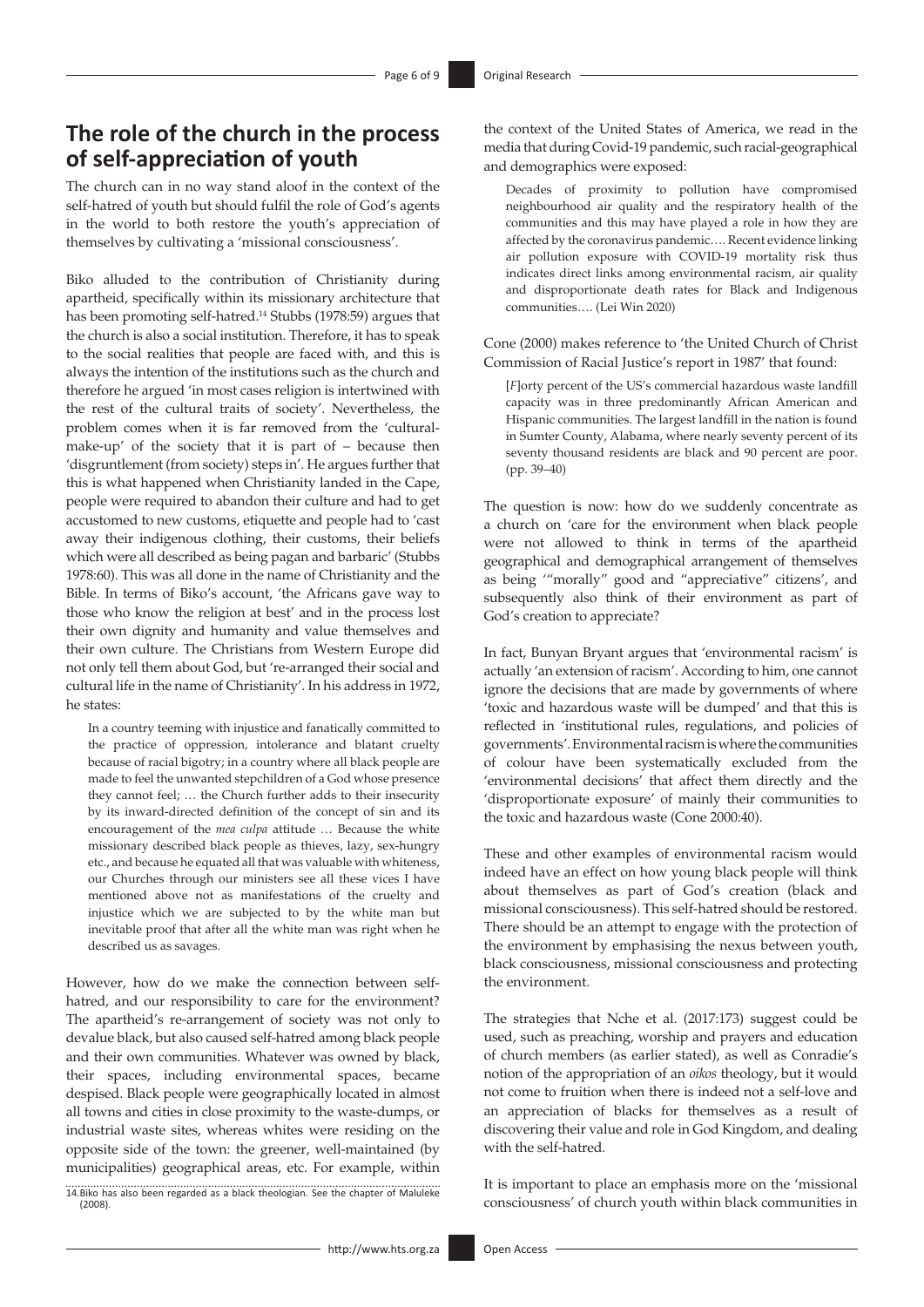## The role of the church in the process of self-appreciation of youth

The church can in no way stand aloof in the context of the self-hatred of youth but should fulfil the role of God's agents in the world to both restore the youth's appreciation of themselves by cultivating a 'missional consciousness'.

Biko alluded to the contribution of Christianity during apartheid, specifically within its missionary architecture that has been promoting self-hatred.[14] Stubbs (1978:59) argues that the church is also a social institution. Therefore, it has to speak to the social realities that people are faced with, and this is always the intention of the institutions such as the church and therefore he argued 'in most cases religion is intertwined with the rest of the cultural traits of society'. Nevertheless, the problem comes when it is far removed from the 'cultural-make-up' of the society that it is part of – because then 'disgruntlement (from society) steps in'. He argues further that this is what happened when Christianity landed in the Cape, people were required to abandon their culture and had to get accustomed to new customs, etiquette and people had to 'cast away their indigenous clothing, their customs, their beliefs which were all described as being pagan and barbaric' (Stubbs 1978:60). This was all done in the name of Christianity and the Bible. In terms of Biko's account, 'the Africans gave way to those who know the religion at best' and in the process lost their own dignity and humanity and value themselves and their own culture. The Christians from Western Europe did not only tell them about God, but 're-arranged their social and cultural life in the name of Christianity'. In his address in 1972, he states:

> In a country teeming with injustice and fanatically committed to the practice of oppression, intolerance and blatant cruelty because of racial bigotry; in a country where all black people are made to feel the unwanted stepchildren of a God whose presence they cannot feel; … the Church further adds to their insecurity by its inward-directed definition of the concept of sin and its encouragement of the *mea culpa* attitude … Because the white missionary described black people as thieves, lazy, sex-hungry etc., and because he equated all that was valuable with whiteness, our Churches through our ministers see all these vices I have mentioned above not as manifestations of the cruelty and injustice which we are subjected to by the white man but inevitable proof that after all the white man was right when he described us as savages.

However, how do we make the connection between self-hatred, and our responsibility to care for the environment? The apartheid's re-arrangement of society was not only to devalue black, but also caused self-hatred among black people and their own communities. Whatever was owned by black, their spaces, including environmental spaces, became despised. Black people were geographically located in almost all towns and cities in close proximity to the waste-dumps, or industrial waste sites, whereas whites were residing on the opposite side of the town: the greener, well-maintained (by municipalities) geographical areas, etc. For example, within the context of the United States of America, we read in the media that during Covid-19 pandemic, such racial-geographical and demographics were exposed:

> Decades of proximity to pollution have compromised neighbourhood air quality and the respiratory health of the communities and this may have played a role in how they are affected by the coronavirus pandemic…. Recent evidence linking air pollution exposure with COVID-19 mortality risk thus indicates direct links among environmental racism, air quality and disproportionate death rates for Black and Indigenous communities…. (Lei Win 2020)

Cone (2000) makes reference to 'the United Church of Christ Commission of Racial Justice's report in 1987' that found:

> [*F*]orty percent of the US's commercial hazardous waste landfill capacity was in three predominantly African American and Hispanic communities. The largest landfill in the nation is found in Sumter County, Alabama, where nearly seventy percent of its seventy thousand residents are black and 90 percent are poor. (pp. 39–40)

The question is now: how do we suddenly concentrate as a church on 'care for the environment when black people were not allowed to think in terms of the apartheid geographical and demographical arrangement of themselves as being '"morally" good and "appreciative" citizens', and subsequently also think of their environment as part of God's creation to appreciate?

In fact, Bunyan Bryant argues that 'environmental racism' is actually 'an extension of racism'. According to him, one cannot ignore the decisions that are made by governments of where 'toxic and hazardous waste will be dumped' and that this is reflected in 'institutional rules, regulations, and policies of governments'. Environmental racism is where the communities of colour have been systematically excluded from the 'environmental decisions' that affect them directly and the 'disproportionate exposure' of mainly their communities to the toxic and hazardous waste (Cone 2000:40).

These and other examples of environmental racism would indeed have an effect on how young black people will think about themselves as part of God's creation (black and missional consciousness). This self-hatred should be restored. There should be an attempt to engage with the protection of the environment by emphasising the nexus between youth, black consciousness, missional consciousness and protecting the environment.

The strategies that Nche et al. (2017:173) suggest could be used, such as preaching, worship and prayers and education of church members (as earlier stated), as well as Conradie's notion of the appropriation of an *oikos* theology, but it would not come to fruition when there is indeed not a self-love and an appreciation of blacks for themselves as a result of discovering their value and role in God Kingdom, and dealing with the self-hatred.

It is important to place an emphasis more on the 'missional consciousness' of church youth within black communities in

14. Biko has also been regarded as a black theologian. See the chapter of Maluleke (2008).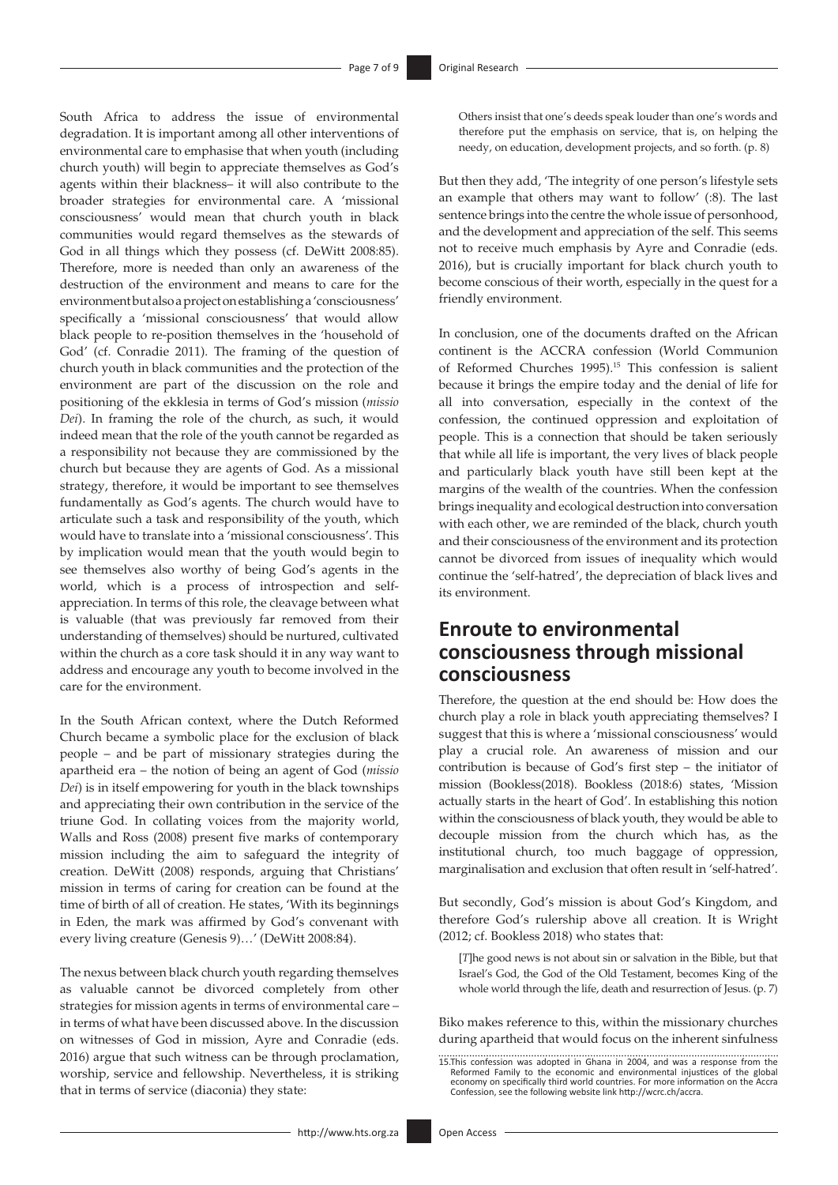South Africa to address the issue of environmental degradation. It is important among all other interventions of environmental care to emphasise that when youth (including church youth) will begin to appreciate themselves as God's agents within their blackness– it will also contribute to the broader strategies for environmental care. A 'missional consciousness' would mean that church youth in black communities would regard themselves as the stewards of God in all things which they possess (cf. DeWitt 2008:85). Therefore, more is needed than only an awareness of the destruction of the environment and means to care for the environment but also a project on establishing a 'consciousness' specifically a 'missional consciousness' that would allow black people to re-position themselves in the 'household of God' (cf. Conradie 2011). The framing of the question of church youth in black communities and the protection of the environment are part of the discussion on the role and positioning of the ekklesia in terms of God's mission (*missio Dei*). In framing the role of the church, as such, it would indeed mean that the role of the youth cannot be regarded as a responsibility not because they are commissioned by the church but because they are agents of God. As a missional strategy, therefore, it would be important to see themselves fundamentally as God's agents. The church would have to articulate such a task and responsibility of the youth, which would have to translate into a 'missional consciousness'. This by implication would mean that the youth would begin to see themselves also worthy of being God's agents in the world, which is a process of introspection and self-appreciation. In terms of this role, the cleavage between what is valuable (that was previously far removed from their understanding of themselves) should be nurtured, cultivated within the church as a core task should it in any way want to address and encourage any youth to become involved in the care for the environment.

In the South African context, where the Dutch Reformed Church became a symbolic place for the exclusion of black people – and be part of missionary strategies during the apartheid era – the notion of being an agent of God (*missio Dei*) is in itself empowering for youth in the black townships and appreciating their own contribution in the service of the triune God. In collating voices from the majority world, Walls and Ross (2008) present five marks of contemporary mission including the aim to safeguard the integrity of creation. DeWitt (2008) responds, arguing that Christians' mission in terms of caring for creation can be found at the time of birth of all of creation. He states, 'With its beginnings in Eden, the mark was affirmed by God's convenant with every living creature (Genesis 9)…' (DeWitt 2008:84).

The nexus between black church youth regarding themselves as valuable cannot be divorced completely from other strategies for mission agents in terms of environmental care – in terms of what have been discussed above. In the discussion on witnesses of God in mission, Ayre and Conradie (eds. 2016) argue that such witness can be through proclamation, worship, service and fellowship. Nevertheless, it is striking that in terms of service (diaconia) they state:

> Others insist that one's deeds speak louder than one's words and therefore put the emphasis on service, that is, on helping the needy, on education, development projects, and so forth. (p. 8)

But then they add, 'The integrity of one person's lifestyle sets an example that others may want to follow' (:8). The last sentence brings into the centre the whole issue of personhood, and the development and appreciation of the self. This seems not to receive much emphasis by Ayre and Conradie (eds. 2016), but is crucially important for black church youth to become conscious of their worth, especially in the quest for a friendly environment.

In conclusion, one of the documents drafted on the African continent is the ACCRA confession (World Communion of Reformed Churches 1995).[15] This confession is salient because it brings the empire today and the denial of life for all into conversation, especially in the context of the confession, the continued oppression and exploitation of people. This is a connection that should be taken seriously that while all life is important, the very lives of black people and particularly black youth have still been kept at the margins of the wealth of the countries. When the confession brings inequality and ecological destruction into conversation with each other, we are reminded of the black, church youth and their consciousness of the environment and its protection cannot be divorced from issues of inequality which would continue the 'self-hatred', the depreciation of black lives and its environment.

## Enroute to environmental consciousness through missional consciousness

Therefore, the question at the end should be: How does the church play a role in black youth appreciating themselves? I suggest that this is where a 'missional consciousness' would play a crucial role. An awareness of mission and our contribution is because of God's first step – the initiator of mission (Bookless(2018). Bookless (2018:6) states, 'Mission actually starts in the heart of God'. In establishing this notion within the consciousness of black youth, they would be able to decouple mission from the church which has, as the institutional church, too much baggage of oppression, marginalisation and exclusion that often result in 'self-hatred'.

But secondly, God's mission is about God's Kingdom, and therefore God's rulership above all creation. It is Wright (2012; cf. Bookless 2018) who states that:

> [*T*]he good news is not about sin or salvation in the Bible, but that Israel's God, the God of the Old Testament, becomes King of the whole world through the life, death and resurrection of Jesus. (p. 7)

Biko makes reference to this, within the missionary churches during apartheid that would focus on the inherent sinfulness

15. This confession was adopted in Ghana in 2004, and was a response from the Reformed Family to the economic and environmental injustices of the global economy on specifically third world countries. For more information on the Accra Confession, see the following website link http://wcrc.ch/accra.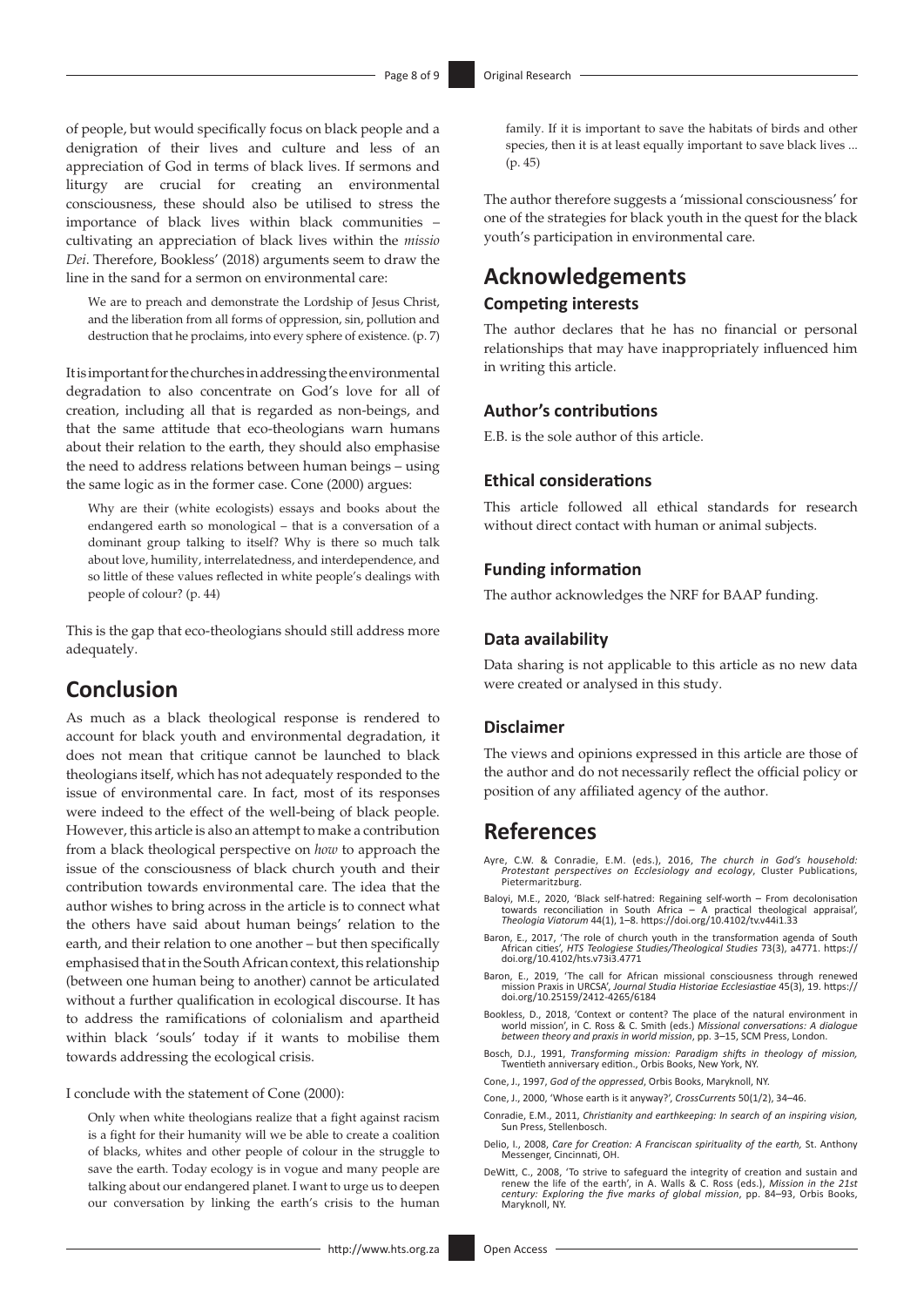of people, but would specifically focus on black people and a denigration of their lives and culture and less of an appreciation of God in terms of black lives. If sermons and liturgy are crucial for creating an environmental consciousness, these should also be utilised to stress the importance of black lives within black communities – cultivating an appreciation of black lives within the *missio Dei*. Therefore, Bookless' (2018) arguments seem to draw the line in the sand for a sermon on environmental care:

> We are to preach and demonstrate the Lordship of Jesus Christ, and the liberation from all forms of oppression, sin, pollution and destruction that he proclaims, into every sphere of existence. (p. 7)

It is important for the churches in addressing the environmental degradation to also concentrate on God's love for all of creation, including all that is regarded as non-beings, and that the same attitude that eco-theologians warn humans about their relation to the earth, they should also emphasise the need to address relations between human beings – using the same logic as in the former case. Cone (2000) argues:

> Why are their (white ecologists) essays and books about the endangered earth so monological – that is a conversation of a dominant group talking to itself? Why is there so much talk about love, humility, interrelatedness, and interdependence, and so little of these values reflected in white people's dealings with people of colour? (p. 44)

This is the gap that eco-theologians should still address more adequately.

## Conclusion

As much as a black theological response is rendered to account for black youth and environmental degradation, it does not mean that critique cannot be launched to black theologians itself, which has not adequately responded to the issue of environmental care. In fact, most of its responses were indeed to the effect of the well-being of black people. However, this article is also an attempt to make a contribution from a black theological perspective on *how* to approach the issue of the consciousness of black church youth and their contribution towards environmental care. The idea that the author wishes to bring across in the article is to connect what the others have said about human beings' relation to the earth, and their relation to one another – but then specifically emphasised that in the South African context, this relationship (between one human being to another) cannot be articulated without a further qualification in ecological discourse. It has to address the ramifications of colonialism and apartheid within black 'souls' today if it wants to mobilise them towards addressing the ecological crisis.

I conclude with the statement of Cone (2000):

> Only when white theologians realize that a fight against racism is a fight for their humanity will we be able to create a coalition of blacks, whites and other people of colour in the struggle to save the earth. Today ecology is in vogue and many people are talking about our endangered planet. I want to urge us to deepen our conversation by linking the earth's crisis to the human family. If it is important to save the habitats of birds and other species, then it is at least equally important to save black lives ... (p. 45)

The author therefore suggests a 'missional consciousness' for one of the strategies for black youth in the quest for the black youth's participation in environmental care.

## Acknowledgements

### Competing interests

The author declares that he has no financial or personal relationships that may have inappropriately influenced him in writing this article.

### Author's contributions

E.B. is the sole author of this article.

### Ethical considerations

This article followed all ethical standards for research without direct contact with human or animal subjects.

### Funding information

The author acknowledges the NRF for BAAP funding.

### Data availability

Data sharing is not applicable to this article as no new data were created or analysed in this study.

### Disclaimer

The views and opinions expressed in this article are those of the author and do not necessarily reflect the official policy or position of any affiliated agency of the author.

## References

Ayre, C.W. & Conradie, E.M. (eds.), 2016, *The church in God's household: Protestant perspectives on Ecclesiology and ecology*, Cluster Publications, Pietermaritzburg.

Baloyi, M.E., 2020, 'Black self-hatred: Regaining self-worth – From decolonisation towards reconciliation in South Africa – A practical theological appraisal', *Theologia Viatorum* 44(1), 1–8. https://doi.org/10.4102/tv.v44i1.33

Baron, E., 2017, 'The role of church youth in the transformation agenda of South African cities', *HTS Teologiese Studies/Theological Studies* 73(3), a4771. https://doi.org/10.4102/hts.v73i3.4771

Baron, E., 2019, 'The call for African missional consciousness through renewed mission Praxis in URCSA', *Journal Studia Historiae Ecclesiastiae* 45(3), 19. https://doi.org/10.25159/2412-4265/6184

Bookless, D., 2018, 'Context or content? The place of the natural environment in world mission', in C. Ross & C. Smith (eds.) *Missional conversations: A dialogue between theory and praxis in world mission*, pp. 3–15, SCM Press, London.

Bosch, D.J., 1991, *Transforming mission: Paradigm shifts in theology of mission,* Twentieth anniversary edition., Orbis Books, New York, NY.

Cone, J., 1997, *God of the oppressed*, Orbis Books, Maryknoll, NY.

Cone, J., 2000, 'Whose earth is it anyway?', *CrossCurrents* 50(1/2), 34–46.

Conradie, E.M., 2011, *Christianity and earthkeeping: In search of an inspiring vision,* Sun Press, Stellenbosch.

Delio, I., 2008, *Care for Creation: A Franciscan spirituality of the earth,* St. Anthony Messenger, Cincinnati, OH.

DeWitt, C., 2008, 'To strive to safeguard the integrity of creation and sustain and renew the life of the earth', in A. Walls & C. Ross (eds.), *Mission in the 21st century: Exploring the five marks of global mission*, pp. 84–93, Orbis Books, Maryknoll, NY.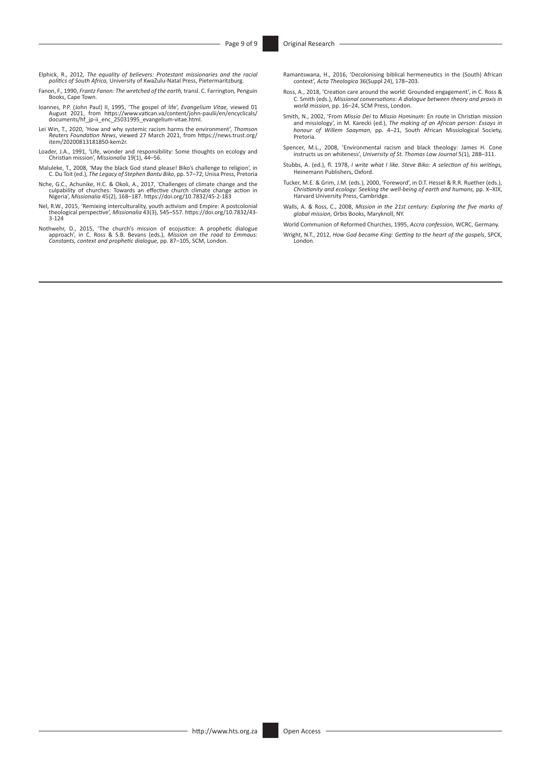Elphick, R., 2012, *The equality of believers: Protestant missionaries and the racial politics of South Africa,* University of KwaZulu-Natal Press, Pietermaritzburg.

Fanon, F., 1990, *Frantz Fanon: The wretched of the earth,* transl. C. Farrington*,* Penguin Books, Cape Town.

Ioannes, P.P. (John Paul) II, 1995, 'The gospel of life', *Evangelium Vitae,* viewed 01 August 2021, from https://www.vatican.va/content/john-paulii/en/encyclicals/documents/hf_jp-ii_enc_25031995_evangelium-vitae.html.

Lei Win, T., 2020, 'How and why systemic racism harms the environment', *Thomson Reuters Foundation News*, viewed 27 March 2021, from https://news.trust.org/item/20200813181850-kem2r.

Loader, J.A., 1991, 'Life, wonder and responsibility: Some thoughts on ecology and Christian mission', *Missionalia* 19(1), 44–56.

Maluleke, T., 2008, 'May the black God stand please! Biko's challenge to religion', in C. Du Toit (ed.), *The Legacy of Stephen Bantu Biko*, pp. 57–72, Unisa Press, Pretoria

Nche, G.C., Achunike, H.C. & Okoli, A., 2017, 'Challenges of climate change and the culpability of churches: Towards an effective church climate change action in Nigeria', *Missionalia* 45(2), 168–187. https://doi.org/10.7832/45-2-183

Nel, R.W., 2015, 'Remixing interculturality, youth activism and Empire: A postcolonial theological perspective', *Missionalia* 43(3), 545–557. https://doi.org/10.7832/43-3-124

Nothwehr, D., 2015, 'The church's mission of ecojustice: A prophetic dialogue approach', in C. Ross & S.B. Bevans (eds.), *Mission on the road to Emmaus: Constants, context and prophetic dialogue,* pp. 87–105, SCM, London.

Ramantswana, H., 2016, 'Decolonising biblical hermeneutics in the (South) African context', *Acta Theologica* 36(Suppl 24), 178–203.

Ross, A., 2018, 'Creation care around the world: Grounded engagement', in C. Ross & C. Smith (eds.), *Missional conversations: A dialogue between theory and praxis in world mission,* pp. 16–24, SCM Press, London.

Smith, N., 2002, 'From *Missio Dei* to *Missio Hominum:* En route in Christian mission and missiology', in M. Karecki (ed.), *The making of an African person: Essays in honour of Willem Saayman*, pp. 4–21, South African Missiological Society, Pretoria.

Spencer, M.L., 2008, 'Environmental racism and black theology: James H. Cone instructs us on whiteness', *University of St. Thomas Law Journal* 5(1), 288–311.

Stubbs, A. (ed.), fl. 1978, *I write what I like. Steve Biko: A selection of his writings,* Heinemann Publishers, Oxford.

Tucker, M.E. & Grim, J.M. (eds.), 2000, 'Foreword', in D.T. Hessel & R.R. Ruether (eds.), *Christianity and ecology: Seeking the well-being of earth and humans,* pp. X–XIX, Harvard University Press, Cambridge.

Walls, A. & Ross, C., 2008, *Mission in the 21st century: Exploring the five marks of global mission,* Orbis Books, Maryknoll, NY.

World Communion of Reformed Churches, 1995, *Accra confession,* WCRC, Germany.

Wright, N.T., 2012, *How God became King: Getting to the heart of the gospels*, SPCK, London.